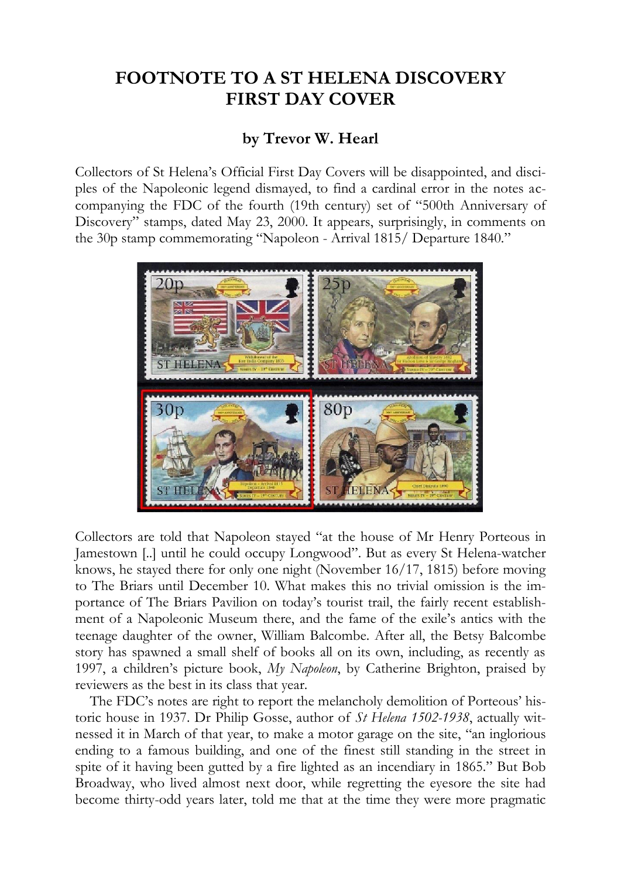# FOOTNOTE TO A ST HELENA DISCOVERY FIRST DAY COVER

### by Trevor W. Hearl

Collectors of St Helena's Official First Day Covers will be disappointed, and disciples of the Napoleonic legend dismayed, to find a cardinal error in the notes accompanying the FDC of the fourth (19th century) set of "500th Anniversary of Discovery" stamps, dated May 23, 2000. It appears, surprisingly, in comments on the 30p stamp commemorating "Napoleon - Arrival 1815/ Departure 1840."

Collectors are told that Napoleon stayed "at the house of Mr Henry Porteous in Jamestown [..] until he could occupy Longwood". But as every St Helena-watcher knows, he stayed there for only one night (November 16/17, 1815) before moving to The Briars until December 10. What makes this no trivial omission is the importance of The Briars Pavilion on today's tourist trail, the fairly recent establishment of a Napoleonic Museum there, and the fame of the exile's antics with the teenage daughter of the owner, William Balcombe. After all, the Betsy Balcombe story has spawned a small shelf of books all on its own, including, as recently as 1997, a children's picture book, *My Napoleon*, by Catherine Brighton, praised by reviewers as the best in its class that year.

The FDC's notes are right to report the melancholy demolition of Porteous' historic house in 1937. Dr Philip Gosse, author of *St Helena 1502-1938*, actually witnessed it in March of that year, to make a motor garage on the site, "an inglorious ending to a famous building, and one of the finest still standing in the street in spite of it having been gutted by a fire lighted as an incendiary in 1865." But Bob Broadway, who lived almost next door, while regretting the eyesore the site had become thirty-odd years later, told me that at the time they were more pragmatic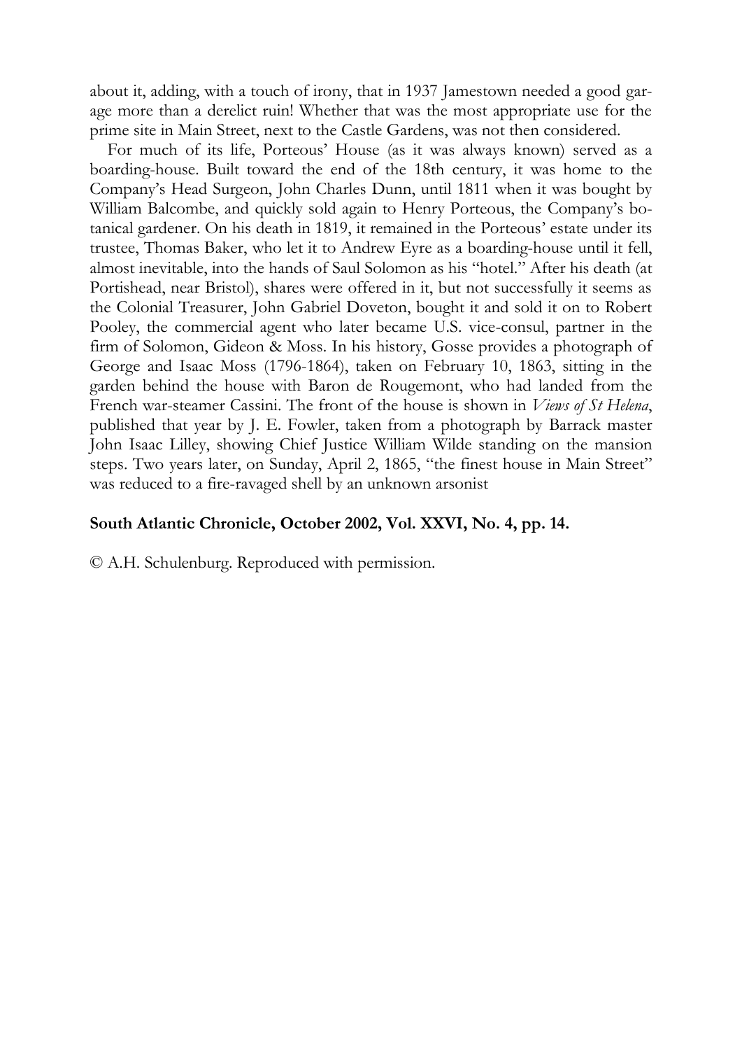about it, adding, with a touch of irony, that in 1937 Jamestown needed a good garage more than a derelict ruin! Whether that was the most appropriate use for the prime site in Main Street, next to the Castle Gardens, was not then considered.

For much of its life, Porteous' House (as it was always known) served as a boarding-house. Built toward the end of the 18th century, it was home to the Company's Head Surgeon, John Charles Dunn, until 1811 when it was bought by William Balcombe, and quickly sold again to Henry Porteous, the Company's botanical gardener. On his death in 1819, it remained in the Porteous' estate under its trustee, Thomas Baker, who let it to Andrew Eyre as a boarding-house until it fell, almost inevitable, into the hands of Saul Solomon as his "hotel." After his death (at Portishead, near Bristol), shares were offered in it, but not successfully it seems as the Colonial Treasurer, John Gabriel Doveton, bought it and sold it on to Robert Pooley, the commercial agent who later became U.S. vice-consul, partner in the firm of Solomon, Gideon & Moss. In his history, Gosse provides a photograph of George and Isaac Moss (1796-1864), taken on February 10, 1863, sitting in the garden behind the house with Baron de Rougemont, who had landed from the French war-steamer Cassini. The front of the house is shown in *Views of St Helena*, published that year by J. E. Fowler, taken from a photograph by Barrack master John Isaac Lilley, showing Chief Justice William Wilde standing on the mansion steps. Two years later, on Sunday, April 2, 1865, "the finest house in Main Street" was reduced to a fire-ravaged shell by an unknown arsonist

**South Atlantic Chronicle, October 2002, Vol. XXVI, No. 4, pp. 14.**

© A.H. Schulenburg. Reproduced with permission.